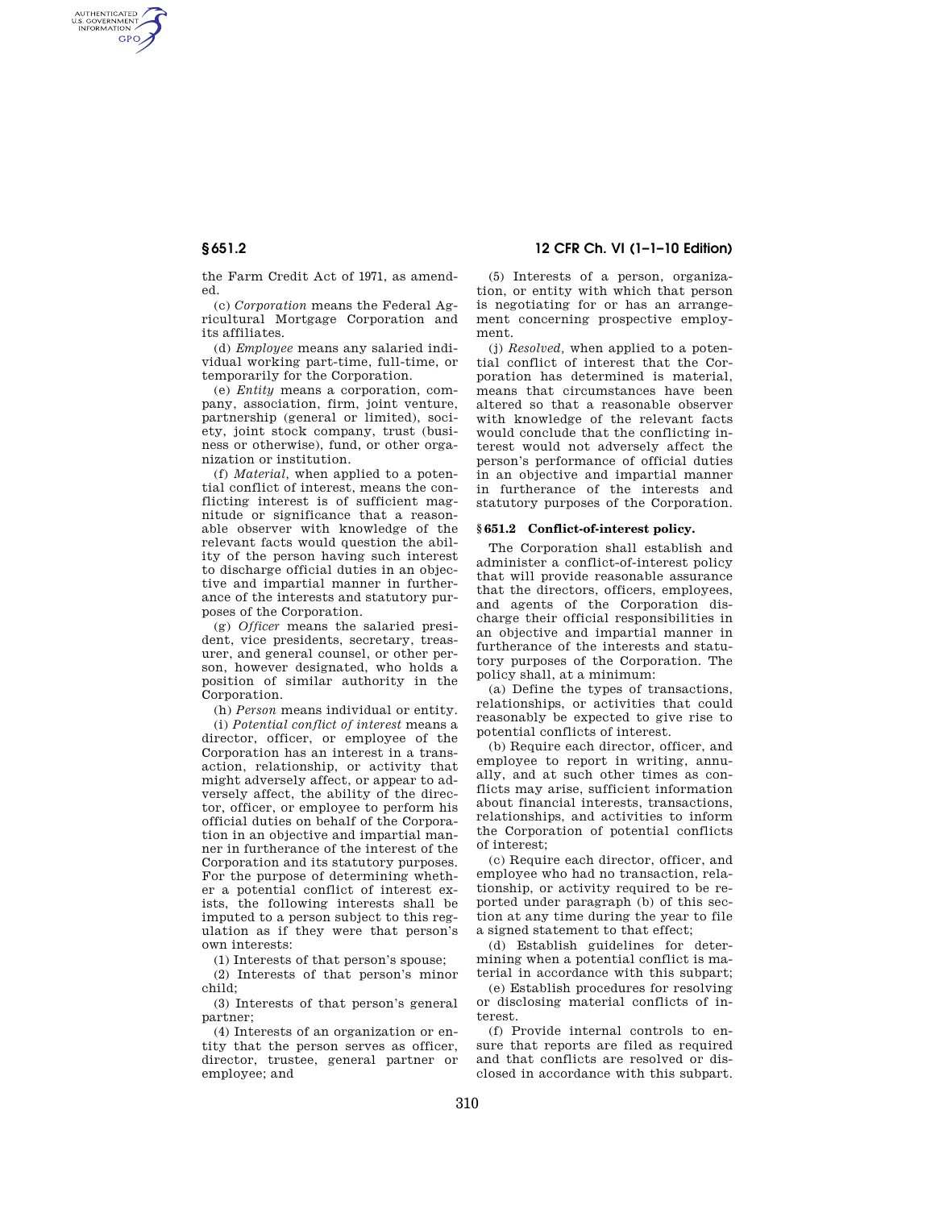the Farm Credit Act of 1971, as amended.

(c) *Corporation* means the Federal Agricultural Mortgage Corporation and its affiliates.

(d) *Employee* means any salaried individual working part-time, full-time, or temporarily for the Corporation.

(e) *Entity* means a corporation, company, association, firm, joint venture, partnership (general or limited), society, joint stock company, trust (business or otherwise), fund, or other organization or institution.

(f) *Material,* when applied to a potential conflict of interest, means the conflicting interest is of sufficient magnitude or significance that a reasonable observer with knowledge of the relevant facts would question the ability of the person having such interest to discharge official duties in an objective and impartial manner in furtherance of the interests and statutory purposes of the Corporation.

(g) *Officer* means the salaried president, vice presidents, secretary, treasurer, and general counsel, or other person, however designated, who holds a position of similar authority in the Corporation.

(h) *Person* means individual or entity.

(i) *Potential conflict of interest* means a director, officer, or employee of the Corporation has an interest in a transaction, relationship, or activity that might adversely affect, or appear to adversely affect, the ability of the director, officer, or employee to perform his official duties on behalf of the Corporation in an objective and impartial manner in furtherance of the interest of the Corporation and its statutory purposes. For the purpose of determining whether a potential conflict of interest exists, the following interests shall be imputed to a person subject to this regulation as if they were that person's own interests:

(1) Interests of that person's spouse;

(2) Interests of that person's minor child;

(3) Interests of that person's general partner;

(4) Interests of an organization or entity that the person serves as officer, director, trustee, general partner or employee; and

(5) Interests of a person, organization, or entity with which that person is negotiating for or has an arrangement concerning prospective employment.

(j) *Resolved,* when applied to a potential conflict of interest that the Corporation has determined is material, means that circumstances have been altered so that a reasonable observer with knowledge of the relevant facts would conclude that the conflicting interest would not adversely affect the person's performance of official duties in an objective and impartial manner in furtherance of the interests and statutory purposes of the Corporation.

## § 651.2 Conflict-of-interest policy.

The Corporation shall establish and administer a conflict-of-interest policy that will provide reasonable assurance that the directors, officers, employees, and agents of the Corporation discharge their official responsibilities in an objective and impartial manner in furtherance of the interests and statutory purposes of the Corporation. The policy shall, at a minimum:

(a) Define the types of transactions, relationships, or activities that could reasonably be expected to give rise to potential conflicts of interest.

(b) Require each director, officer, and employee to report in writing, annually, and at such other times as conflicts may arise, sufficient information about financial interests, transactions, relationships, and activities to inform the Corporation of potential conflicts of interest;

(c) Require each director, officer, and employee who had no transaction, relationship, or activity required to be reported under paragraph (b) of this section at any time during the year to file a signed statement to that effect;

(d) Establish guidelines for determining when a potential conflict is material in accordance with this subpart;

(e) Establish procedures for resolving or disclosing material conflicts of interest.

(f) Provide internal controls to ensure that reports are filed as required and that conflicts are resolved or disclosed in accordance with this subpart.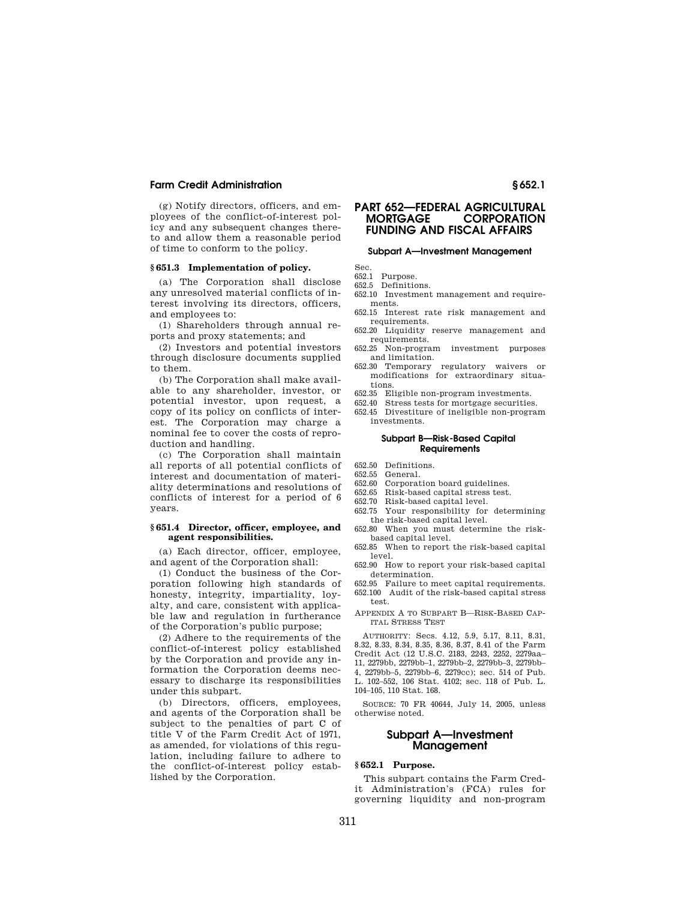(g) Notify directors, officers, and employees of the conflict-of-interest policy and any subsequent changes thereto and allow them a reasonable period of time to conform to the policy.

### § 651.3 Implementation of policy.

(a) The Corporation shall disclose any unresolved material conflicts of interest involving its directors, officers, and employees to:

(1) Shareholders through annual reports and proxy statements; and

(2) Investors and potential investors through disclosure documents supplied to them.

(b) The Corporation shall make available to any shareholder, investor, or potential investor, upon request, a copy of its policy on conflicts of interest. The Corporation may charge a nominal fee to cover the costs of reproduction and handling.

(c) The Corporation shall maintain all reports of all potential conflicts of interest and documentation of materiality determinations and resolutions of conflicts of interest for a period of 6 years.

### § 651.4 Director, officer, employee, and agent responsibilities.

(a) Each director, officer, employee, and agent of the Corporation shall:

(1) Conduct the business of the Corporation following high standards of honesty, integrity, impartiality, loyalty, and care, consistent with applicable law and regulation in furtherance of the Corporation's public purpose;

(2) Adhere to the requirements of the conflict-of-interest policy established by the Corporation and provide any information the Corporation deems necessary to discharge its responsibilities under this subpart.

(b) Directors, officers, employees, and agents of the Corporation shall be subject to the penalties of part C of title V of the Farm Credit Act of 1971, as amended, for violations of this regulation, including failure to adhere to the conflict-of-interest policy established by the Corporation.

# PART 652—FEDERAL AGRICULTURAL MORTGAGE CORPORATION FUNDING AND FISCAL AFFAIRS

#### Subpart A—Investment Management

Sec.
652.1 Purpose.
652.5 Definitions.
652.10 Investment management and requirements.
652.15 Interest rate risk management and requirements.
652.20 Liquidity reserve management and requirements.
652.25 Non-program investment purposes and limitation.
652.30 Temporary regulatory waivers or modifications for extraordinary situations.
652.35 Eligible non-program investments.
652.40 Stress tests for mortgage securities.
652.45 Divestiture of ineligible non-program investments.

#### Subpart B—Risk-Based Capital Requirements

652.50 Definitions.
652.55 General.
652.60 Corporation board guidelines.
652.65 Risk-based capital stress test.
652.70 Risk-based capital level.
652.75 Your responsibility for determining the risk-based capital level.
652.80 When you must determine the risk-based capital level.
652.85 When to report the risk-based capital level.
652.90 How to report your risk-based capital determination.
652.95 Failure to meet capital requirements.
652.100 Audit of the risk-based capital stress test.

APPENDIX A TO SUBPART B—RISK-BASED CAPITAL STRESS TEST

AUTHORITY: Secs. 4.12, 5.9, 5.17, 8.11, 8.31, 8.32, 8.33, 8.34, 8.35, 8.36, 8.37, 8.41 of the Farm Credit Act (12 U.S.C. 2183, 2243, 2252, 2279aa–11, 2279bb, 2279bb–1, 2279bb–2, 2279bb–3, 2279bb–4, 2279bb–5, 2279bb–6, 2279cc); sec. 514 of Pub. L. 102–552, 106 Stat. 4102; sec. 118 of Pub. L. 104–105, 110 Stat. 168.

SOURCE: 70 FR 40644, July 14, 2005, unless otherwise noted.

## Subpart A—Investment Management

### § 652.1 Purpose.

This subpart contains the Farm Credit Administration's (FCA) rules for governing liquidity and non-program